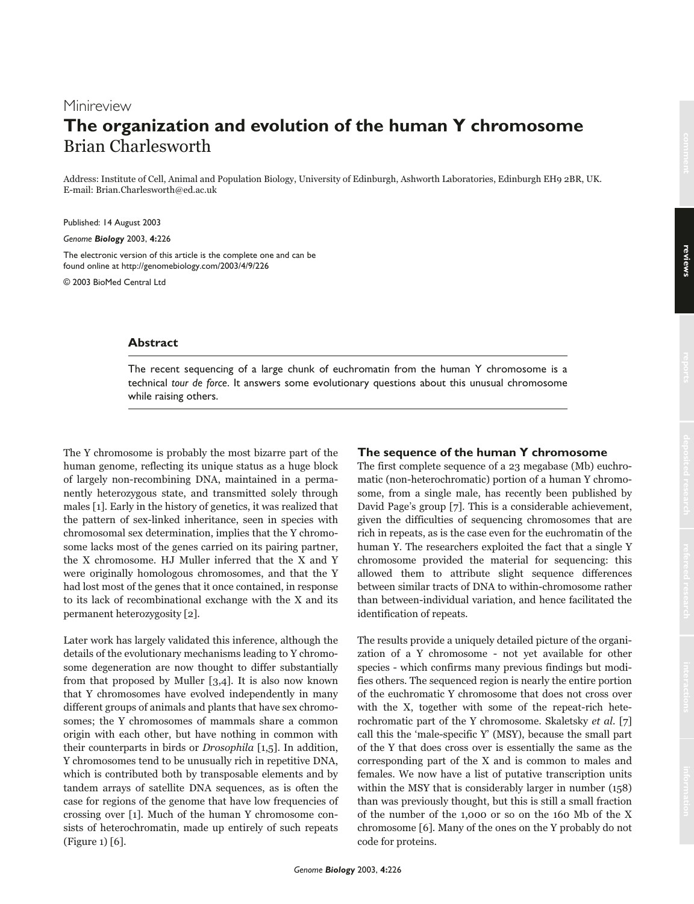Minireview

# The organization and evolution of the human Y chromosome

Brian Charlesworth

Address: Institute of Cell, Animal and Population Biology, University of Edinburgh, Ashworth Laboratories, Edinburgh EH9 2BR, UK.
E-mail: Brian.Charlesworth@ed.ac.uk

Published: 14 August 2003

*Genome **Biology*** 2003, **4:**226

The electronic version of this article is the complete one and can be found online at http://genomebiology.com/2003/4/9/226

© 2003 BioMed Central Ltd

### Abstract

The recent sequencing of a large chunk of euchromatin from the human Y chromosome is a technical *tour de force*. It answers some evolutionary questions about this unusual chromosome while raising others.

The Y chromosome is probably the most bizarre part of the human genome, reflecting its unique status as a huge block of largely non-recombining DNA, maintained in a permanently heterozygous state, and transmitted solely through males [1]. Early in the history of genetics, it was realized that the pattern of sex-linked inheritance, seen in species with chromosomal sex determination, implies that the Y chromosome lacks most of the genes carried on its pairing partner, the X chromosome. HJ Muller inferred that the X and Y were originally homologous chromosomes, and that the Y had lost most of the genes that it once contained, in response to its lack of recombinational exchange with the X and its permanent heterozygosity [2].

Later work has largely validated this inference, although the details of the evolutionary mechanisms leading to Y chromosome degeneration are now thought to differ substantially from that proposed by Muller [3,4]. It is also now known that Y chromosomes have evolved independently in many different groups of animals and plants that have sex chromosomes; the Y chromosomes of mammals share a common origin with each other, but have nothing in common with their counterparts in birds or *Drosophila* [1,5]. In addition, Y chromosomes tend to be unusually rich in repetitive DNA, which is contributed both by transposable elements and by tandem arrays of satellite DNA sequences, as is often the case for regions of the genome that have low frequencies of crossing over [1]. Much of the human Y chromosome consists of heterochromatin, made up entirely of such repeats (Figure 1) [6].

## The sequence of the human Y chromosome

The first complete sequence of a 23 megabase (Mb) euchromatic (non-heterochromatic) portion of a human Y chromosome, from a single male, has recently been published by David Page's group [7]. This is a considerable achievement, given the difficulties of sequencing chromosomes that are rich in repeats, as is the case even for the euchromatin of the human Y. The researchers exploited the fact that a single Y chromosome provided the material for sequencing: this allowed them to attribute slight sequence differences between similar tracts of DNA to within-chromosome rather than between-individual variation, and hence facilitated the identification of repeats.

The results provide a uniquely detailed picture of the organization of a Y chromosome - not yet available for other species - which confirms many previous findings but modifies others. The sequenced region is nearly the entire portion of the euchromatic Y chromosome that does not cross over with the X, together with some of the repeat-rich heterochromatic part of the Y chromosome. Skaletsky *et al.* [7] call this the 'male-specific Y' (MSY), because the small part of the Y that does cross over is essentially the same as the corresponding part of the X and is common to males and females. We now have a list of putative transcription units within the MSY that is considerably larger in number (158) than was previously thought, but this is still a small fraction of the number of the 1,000 or so on the 160 Mb of the X chromosome [6]. Many of the ones on the Y probably do not code for proteins.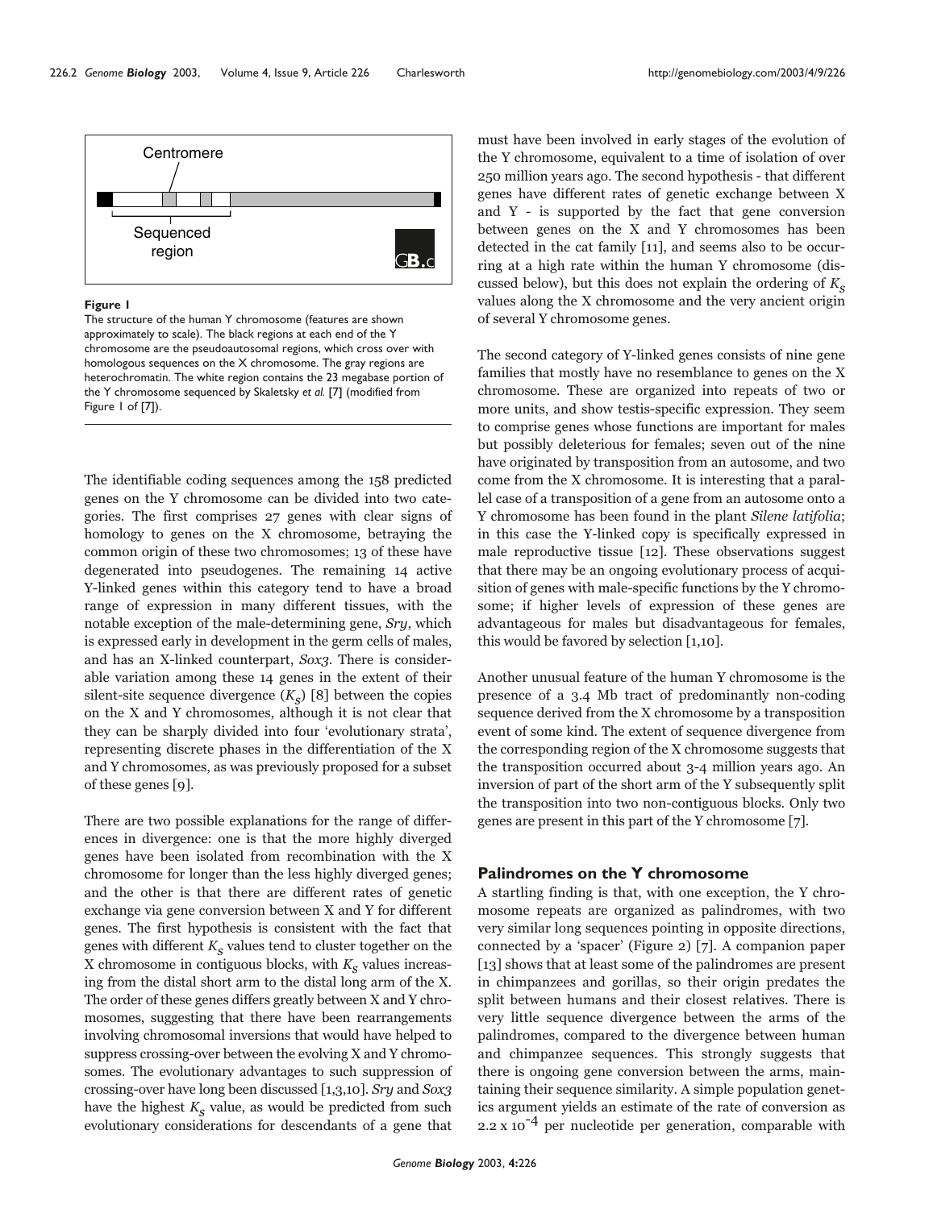Centromere

Sequenced region

**Figure 1**

The structure of the human Y chromosome (features are shown approximately to scale). The black regions at each end of the Y chromosome are the pseudoautosomal regions, which cross over with homologous sequences on the X chromosome. The gray regions are heterochromatin. The white region contains the 23 megabase portion of the Y chromosome sequenced by Skaletsky *et al.* [7] (modified from Figure 1 of [7]).

The identifiable coding sequences among the 158 predicted genes on the Y chromosome can be divided into two categories. The first comprises 27 genes with clear signs of homology to genes on the X chromosome, betraying the common origin of these two chromosomes; 13 of these have degenerated into pseudogenes. The remaining 14 active Y-linked genes within this category tend to have a broad range of expression in many different tissues, with the notable exception of the male-determining gene, *Sry*, which is expressed early in development in the germ cells of males, and has an X-linked counterpart, *Sox3*. There is considerable variation among these 14 genes in the extent of their silent-site sequence divergence ($K_S$) [8] between the copies on the X and Y chromosomes, although it is not clear that they can be sharply divided into four 'evolutionary strata', representing discrete phases in the differentiation of the X and Y chromosomes, as was previously proposed for a subset of these genes [9].

There are two possible explanations for the range of differences in divergence: one is that the more highly diverged genes have been isolated from recombination with the X chromosome for longer than the less highly diverged genes; and the other is that there are different rates of genetic exchange via gene conversion between X and Y for different genes. The first hypothesis is consistent with the fact that genes with different $K_S$ values tend to cluster together on the X chromosome in contiguous blocks, with $K_S$ values increasing from the distal short arm to the distal long arm of the X. The order of these genes differs greatly between X and Y chromosomes, suggesting that there have been rearrangements involving chromosomal inversions that would have helped to suppress crossing-over between the evolving X and Y chromosomes. The evolutionary advantages to such suppression of crossing-over have long been discussed [1,3,10]. *Sry* and *Sox3* have the highest $K_S$ value, as would be predicted from such evolutionary considerations for descendants of a gene that must have been involved in early stages of the evolution of the Y chromosome, equivalent to a time of isolation of over 250 million years ago. The second hypothesis - that different genes have different rates of genetic exchange between X and Y - is supported by the fact that gene conversion between genes on the X and Y chromosomes has been detected in the cat family [11], and seems also to be occurring at a high rate within the human Y chromosome (discussed below), but this does not explain the ordering of $K_S$ values along the X chromosome and the very ancient origin of several Y chromosome genes.

The second category of Y-linked genes consists of nine gene families that mostly have no resemblance to genes on the X chromosome. These are organized into repeats of two or more units, and show testis-specific expression. They seem to comprise genes whose functions are important for males but possibly deleterious for females; seven out of the nine have originated by transposition from an autosome, and two come from the X chromosome. It is interesting that a parallel case of a transposition of a gene from an autosome onto a Y chromosome has been found in the plant *Silene latifolia*; in this case the Y-linked copy is specifically expressed in male reproductive tissue [12]. These observations suggest that there may be an ongoing evolutionary process of acquisition of genes with male-specific functions by the Y chromosome; if higher levels of expression of these genes are advantageous for males but disadvantageous for females, this would be favored by selection [1,10].

Another unusual feature of the human Y chromosome is the presence of a 3.4 Mb tract of predominantly non-coding sequence derived from the X chromosome by a transposition event of some kind. The extent of sequence divergence from the corresponding region of the X chromosome suggests that the transposition occurred about 3-4 million years ago. An inversion of part of the short arm of the Y subsequently split the transposition into two non-contiguous blocks. Only two genes are present in this part of the Y chromosome [7].

## Palindromes on the Y chromosome

A startling finding is that, with one exception, the Y chromosome repeats are organized as palindromes, with two very similar long sequences pointing in opposite directions, connected by a 'spacer' (Figure 2) [7]. A companion paper [13] shows that at least some of the palindromes are present in chimpanzees and gorillas, so their origin predates the split between humans and their closest relatives. There is very little sequence divergence between the arms of the palindromes, compared to the divergence between human and chimpanzee sequences. This strongly suggests that there is ongoing gene conversion between the arms, maintaining their sequence similarity. A simple population genetics argument yields an estimate of the rate of conversion as $2.2 \times 10^{-4}$ per nucleotide per generation, comparable with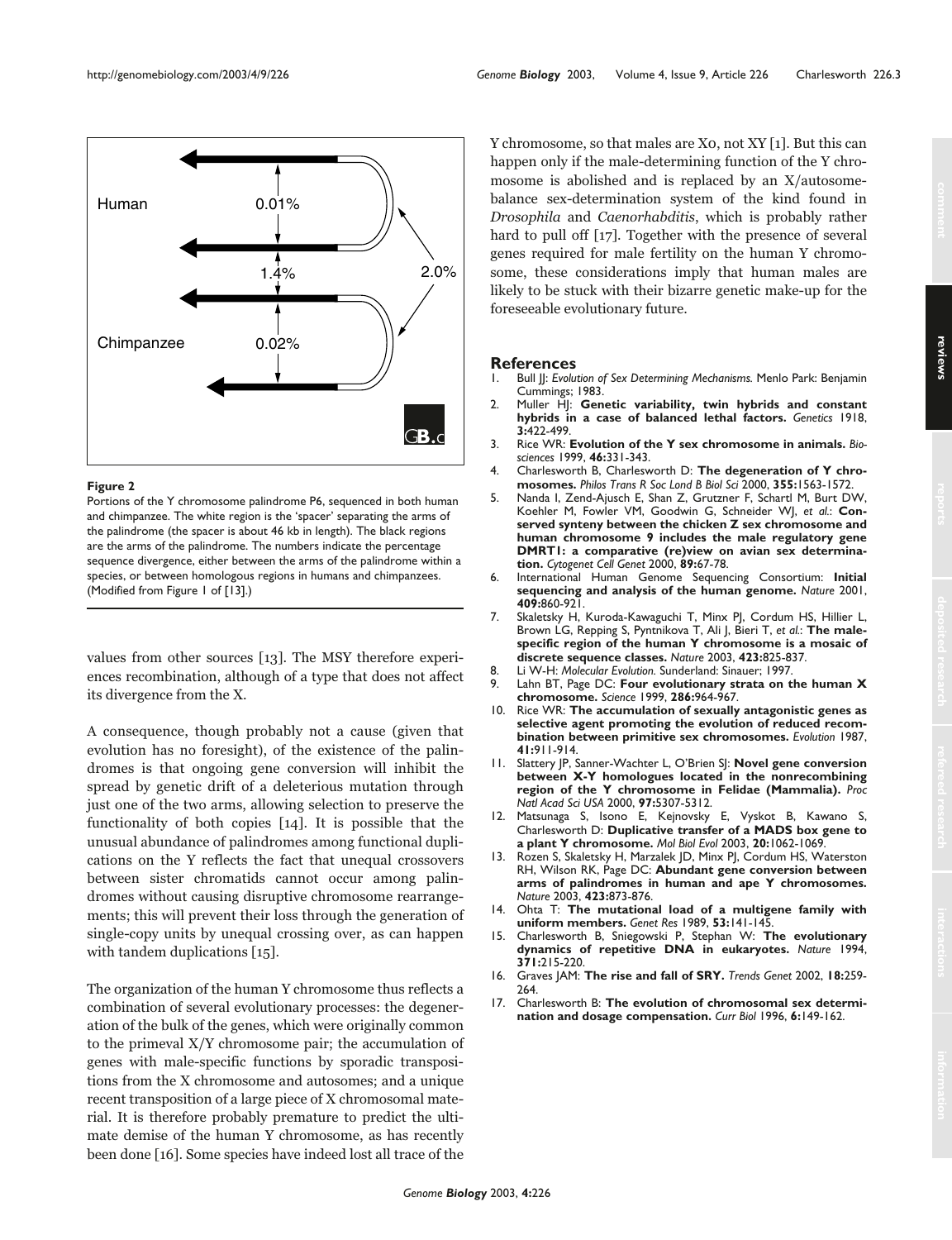Human

0.01%

1.4%

2.0%

Chimpanzee

0.02%

GB.c

**Figure 2**

Portions of the Y chromosome palindrome P6, sequenced in both human and chimpanzee. The white region is the 'spacer' separating the arms of the palindrome (the spacer is about 46 kb in length). The black regions are the arms of the palindrome. The numbers indicate the percentage sequence divergence, either between the arms of the palindrome within a species, or between homologous regions in humans and chimpanzees. (Modified from Figure 1 of [13].)

values from other sources [13]. The MSY therefore experiences recombination, although of a type that does not affect its divergence from the X.

A consequence, though probably not a cause (given that evolution has no foresight), of the existence of the palindromes is that ongoing gene conversion will inhibit the spread by genetic drift of a deleterious mutation through just one of the two arms, allowing selection to preserve the functionality of both copies [14]. It is possible that the unusual abundance of palindromes among functional duplications on the Y reflects the fact that unequal crossovers between sister chromatids cannot occur among palindromes without causing disruptive chromosome rearrangements; this will prevent their loss through the generation of single-copy units by unequal crossing over, as can happen with tandem duplications [15].

The organization of the human Y chromosome thus reflects a combination of several evolutionary processes: the degeneration of the bulk of the genes, which were originally common to the primeval X/Y chromosome pair; the accumulation of genes with male-specific functions by sporadic transpositions from the X chromosome and autosomes; and a unique recent transposition of a large piece of X chromosomal material. It is therefore probably premature to predict the ultimate demise of the human Y chromosome, as has recently been done [16]. Some species have indeed lost all trace of the Y chromosome, so that males are X0, not XY [1]. But this can happen only if the male-determining function of the Y chromosome is abolished and is replaced by an X/autosome-balance sex-determination system of the kind found in *Drosophila* and *Caenorhabditis*, which is probably rather hard to pull off [17]. Together with the presence of several genes required for male fertility on the human Y chromosome, these considerations imply that human males are likely to be stuck with their bizarre genetic make-up for the foreseeable evolutionary future.

## References

1. Bull JJ: *Evolution of Sex Determining Mechanisms.* Menlo Park: Benjamin Cummings; 1983.
2. Muller HJ: **Genetic variability, twin hybrids and constant hybrids in a case of balanced lethal factors.** *Genetics* 1918, **3:**422-499.
3. Rice WR: **Evolution of the Y sex chromosome in animals.** *Biosciences* 1999, **46:**331-343.
4. Charlesworth B, Charlesworth D: **The degeneration of Y chromosomes.** *Philos Trans R Soc Lond B Biol Sci* 2000, **355:**1563-1572.
5. Nanda I, Zend-Ajusch E, Shan Z, Grutzner F, Schartl M, Burt DW, Koehler M, Fowler VM, Goodwin G, Schneider WJ, *et al.*: **Conserved synteny between the chicken Z sex chromosome and human chromosome 9 includes the male regulatory gene DMRT1: a comparative (re)view on avian sex determination.** *Cytogenet Cell Genet* 2000, **89:**67-78.
6. International Human Genome Sequencing Consortium: **Initial sequencing and analysis of the human genome.** *Nature* 2001, **409:**860-921.
7. Skaletsky H, Kuroda-Kawaguchi T, Minx PJ, Cordum HS, Hillier L, Brown LG, Repping S, Pyntnikova T, Ali J, Bieri T, *et al.*: **The male-specific region of the human Y chromosome is a mosaic of discrete sequence classes.** *Nature* 2003, **423:**825-837.
8. Li W-H: *Molecular Evolution.* Sunderland: Sinauer; 1997.
9. Lahn BT, Page DC: **Four evolutionary strata on the human X chromosome.** *Science* 1999, **286:**964-967.
10. Rice WR: **The accumulation of sexually antagonistic genes as selective agent promoting the evolution of reduced recombination between primitive sex chromosomes.** *Evolution* 1987, **41:**911-914.
11. Slattery JP, Sanner-Wachter L, O'Brien SJ: **Novel gene conversion between X-Y homologues located in the nonrecombining region of the Y chromosome in Felidae (Mammalia).** *Proc Natl Acad Sci USA* 2000, **97:**5307-5312.
12. Matsunaga S, Isono E, Kejnovsky E, Vyskot B, Kawano S, Charlesworth D: **Duplicative transfer of a MADS box gene to a plant Y chromosome.** *Mol Biol Evol* 2003, **20:**1062-1069.
13. Rozen S, Skaletsky H, Marzalek JD, Minx PJ, Cordum HS, Waterston RH, Wilson RK, Page DC: **Abundant gene conversion between arms of palindromes in human and ape Y chromosomes.** *Nature* 2003, **423:**873-876.
14. Ohta T: **The mutational load of a multigene family with uniform members.** *Genet Res* 1989, **53:**141-145.
15. Charlesworth B, Sniegowski P, Stephan W: **The evolutionary dynamics of repetitive DNA in eukaryotes.** *Nature* 1994, **371:**215-220.
16. Graves JAM: **The rise and fall of SRY.** *Trends Genet* 2002, **18:**259-264.
17. Charlesworth B: **The evolution of chromosomal sex determination and dosage compensation.** *Curr Biol* 1996, **6:**149-162.